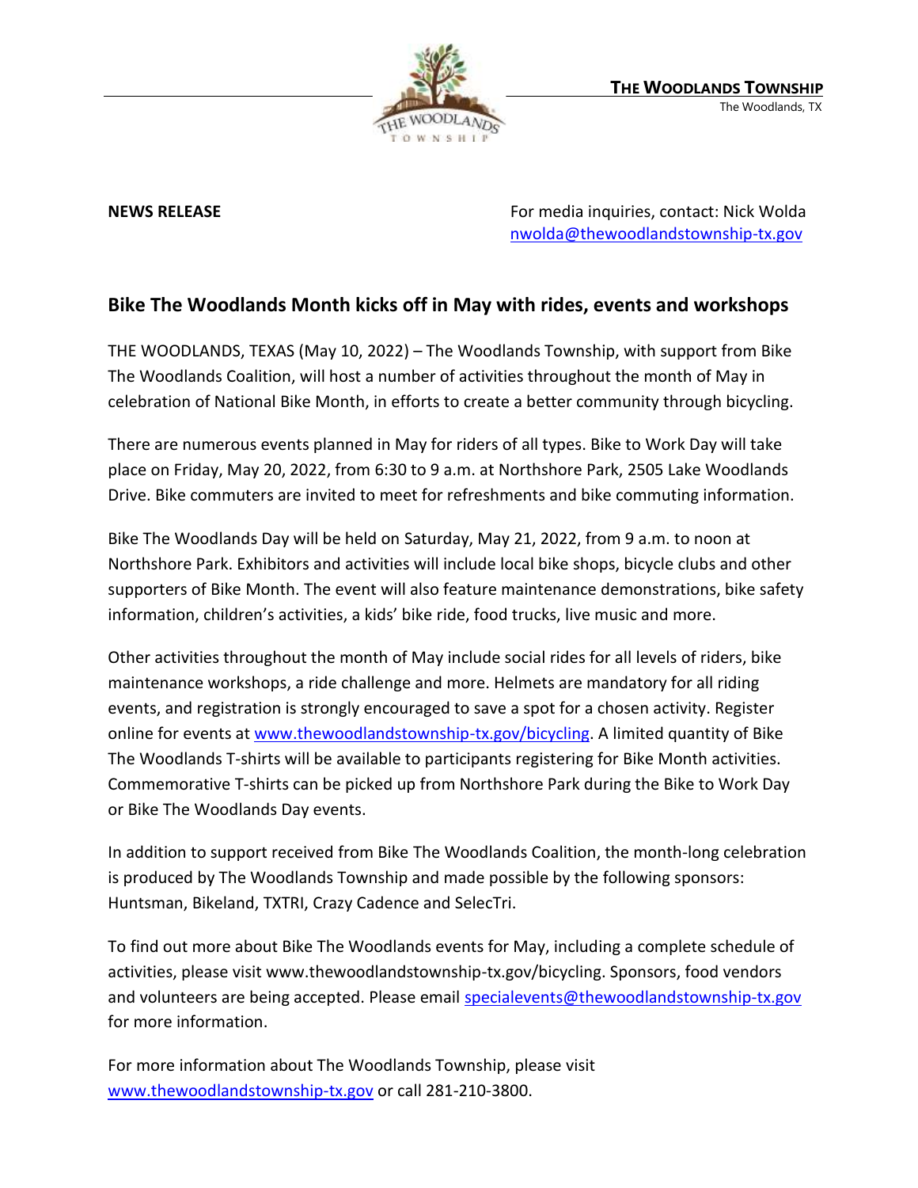**THE WOODLANDS TOWNSHIP**
The Woodlands, TX

**NEWS RELEASE**

For media inquiries, contact: Nick Wolda
nwolda@thewoodlandstownship-tx.gov

## Bike The Woodlands Month kicks off in May with rides, events and workshops

THE WOODLANDS, TEXAS (May 10, 2022) – The Woodlands Township, with support from Bike The Woodlands Coalition, will host a number of activities throughout the month of May in celebration of National Bike Month, in efforts to create a better community through bicycling.

There are numerous events planned in May for riders of all types. Bike to Work Day will take place on Friday, May 20, 2022, from 6:30 to 9 a.m. at Northshore Park, 2505 Lake Woodlands Drive. Bike commuters are invited to meet for refreshments and bike commuting information.

Bike The Woodlands Day will be held on Saturday, May 21, 2022, from 9 a.m. to noon at Northshore Park. Exhibitors and activities will include local bike shops, bicycle clubs and other supporters of Bike Month. The event will also feature maintenance demonstrations, bike safety information, children's activities, a kids' bike ride, food trucks, live music and more.

Other activities throughout the month of May include social rides for all levels of riders, bike maintenance workshops, a ride challenge and more. Helmets are mandatory for all riding events, and registration is strongly encouraged to save a spot for a chosen activity. Register online for events at www.thewoodlandstownship-tx.gov/bicycling. A limited quantity of Bike The Woodlands T-shirts will be available to participants registering for Bike Month activities. Commemorative T-shirts can be picked up from Northshore Park during the Bike to Work Day or Bike The Woodlands Day events.

In addition to support received from Bike The Woodlands Coalition, the month-long celebration is produced by The Woodlands Township and made possible by the following sponsors: Huntsman, Bikeland, TXTRI, Crazy Cadence and SelecTri.

To find out more about Bike The Woodlands events for May, including a complete schedule of activities, please visit www.thewoodlandstownship-tx.gov/bicycling. Sponsors, food vendors and volunteers are being accepted. Please email specialevents@thewoodlandstownship-tx.gov for more information.

For more information about The Woodlands Township, please visit www.thewoodlandstownship-tx.gov or call 281-210-3800.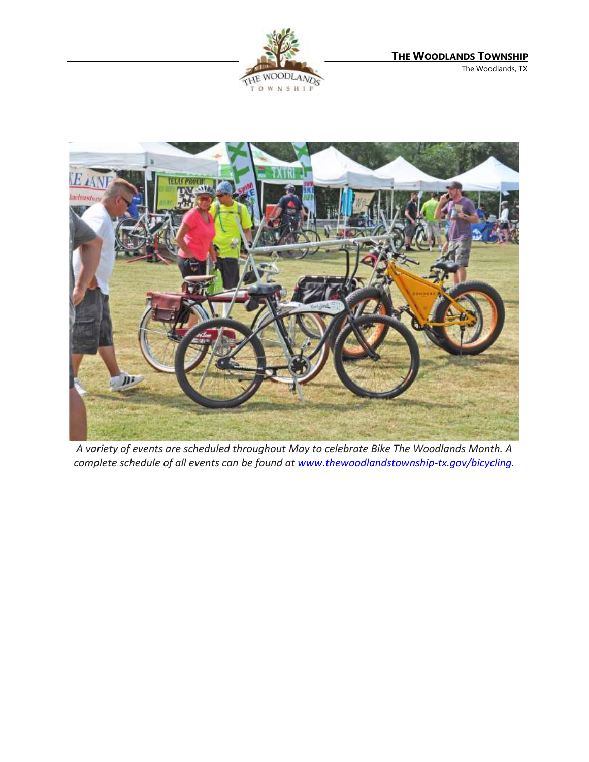*A variety of events are scheduled throughout May to celebrate Bike The Woodlands Month. A complete schedule of all events can be found at [www.thewoodlandstownship-tx.gov/bicycling.](http://www.thewoodlandstownship-tx.gov/bicycling)*